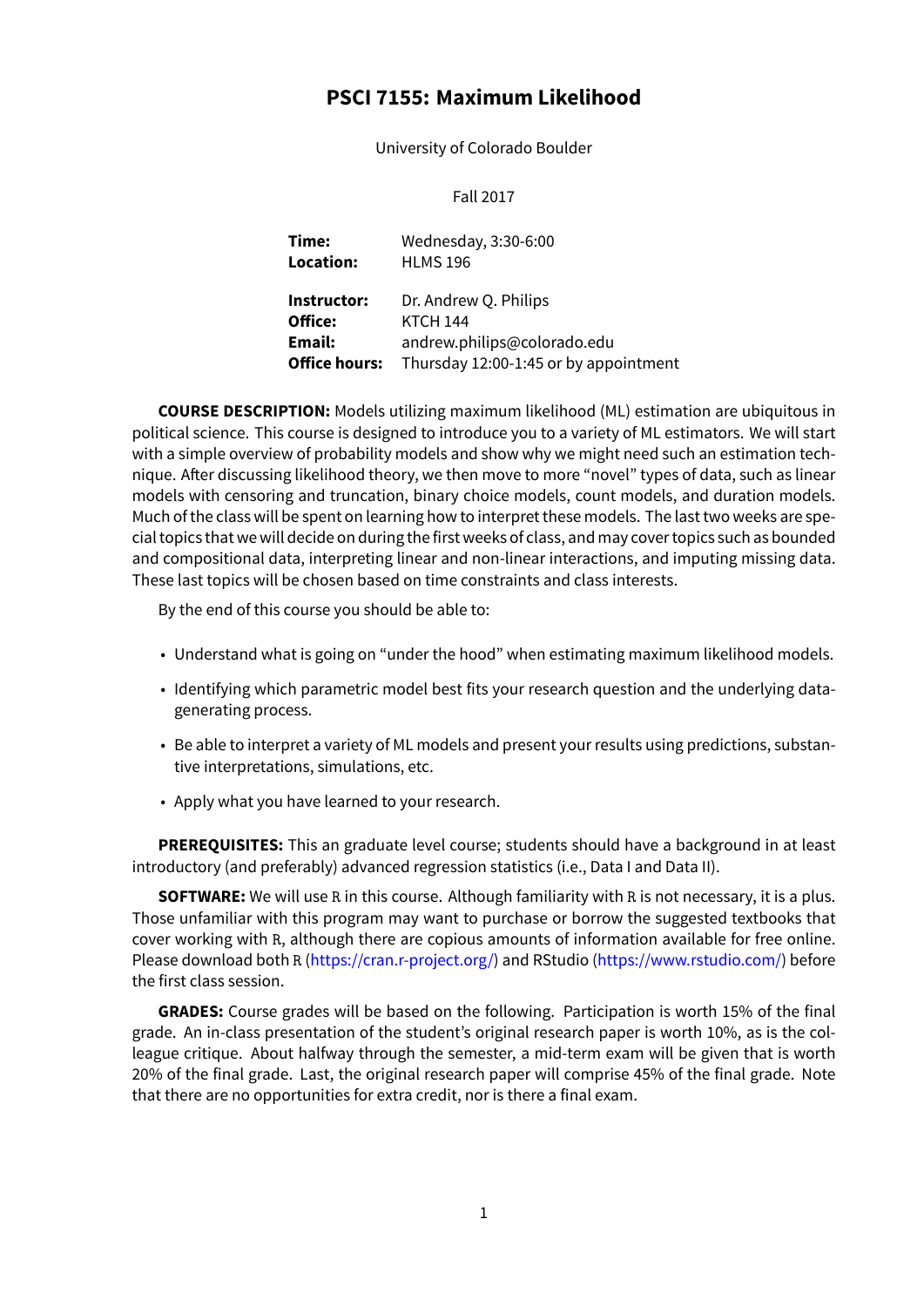# PSCI 7155: Maximum Likelihood

University of Colorado Boulder

Fall 2017

**Time:** Wednesday, 3:30-6:00
**Location:** HLMS 196

**Instructor:** Dr. Andrew Q. Philips
**Office:** KTCH 144
**Email:** andrew.philips@colorado.edu
**Office hours:** Thursday 12:00-1:45 or by appointment

**COURSE DESCRIPTION:** Models utilizing maximum likelihood (ML) estimation are ubiquitous in political science. This course is designed to introduce you to a variety of ML estimators. We will start with a simple overview of probability models and show why we might need such an estimation technique. After discussing likelihood theory, we then move to more "novel" types of data, such as linear models with censoring and truncation, binary choice models, count models, and duration models. Much of the class will be spent on learning how to interpret these models. The last two weeks are special topics that we will decide on during the first weeks of class, and may cover topics such as bounded and compositional data, interpreting linear and non-linear interactions, and imputing missing data. These last topics will be chosen based on time constraints and class interests.

By the end of this course you should be able to:

- Understand what is going on "under the hood" when estimating maximum likelihood models.
- Identifying which parametric model best fits your research question and the underlying data-generating process.
- Be able to interpret a variety of ML models and present your results using predictions, substantive interpretations, simulations, etc.
- Apply what you have learned to your research.

**PREREQUISITES:** This an graduate level course; students should have a background in at least introductory (and preferably) advanced regression statistics (i.e., Data I and Data II).

**SOFTWARE:** We will use R in this course. Although familiarity with R is not necessary, it is a plus. Those unfamiliar with this program may want to purchase or borrow the suggested textbooks that cover working with R, although there are copious amounts of information available for free online. Please download both R (https://cran.r-project.org/) and RStudio (https://www.rstudio.com/) before the first class session.

**GRADES:** Course grades will be based on the following. Participation is worth 15% of the final grade. An in-class presentation of the student's original research paper is worth 10%, as is the colleague critique. About halfway through the semester, a mid-term exam will be given that is worth 20% of the final grade. Last, the original research paper will comprise 45% of the final grade. Note that there are no opportunities for extra credit, nor is there a final exam.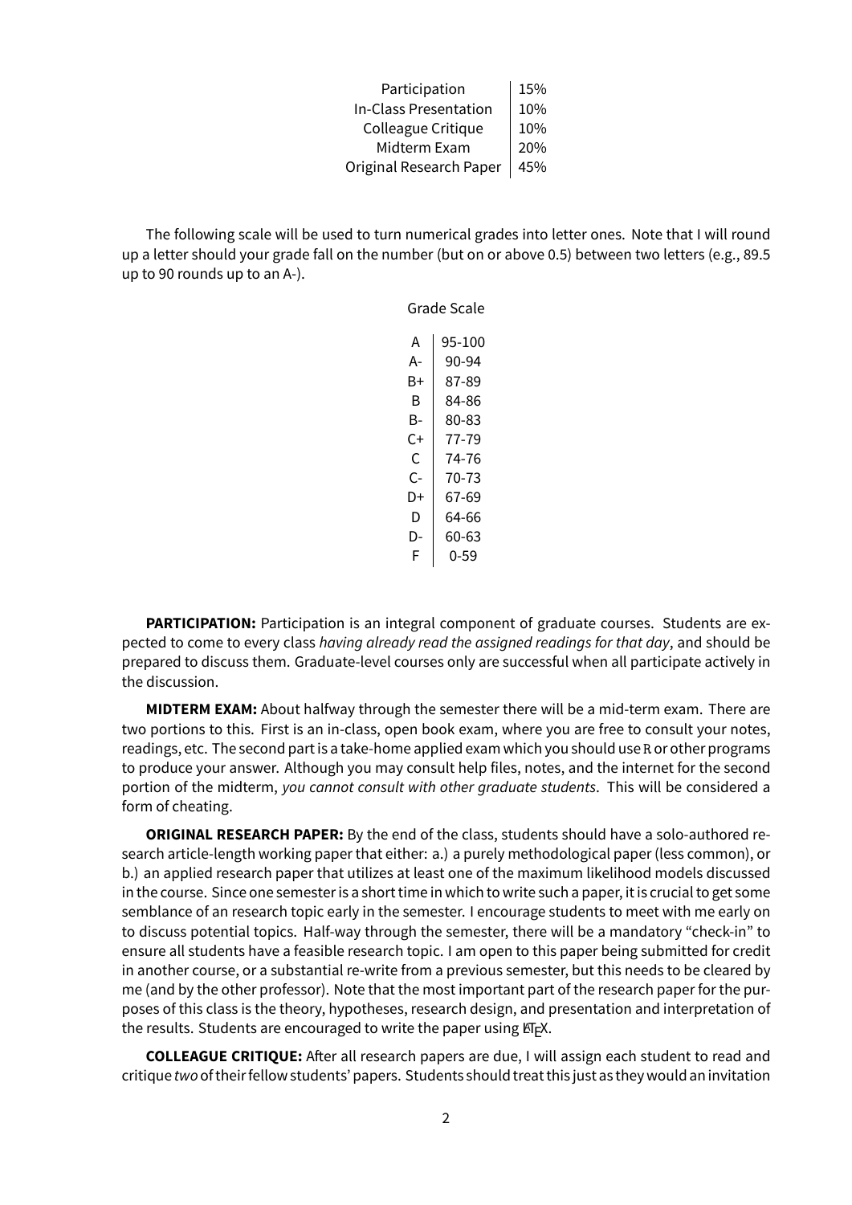| | |
|---|---|
| Participation | 15% |
| In-Class Presentation | 10% |
| Colleague Critique | 10% |
| Midterm Exam | 20% |
| Original Research Paper | 45% |

The following scale will be used to turn numerical grades into letter ones. Note that I will round up a letter should your grade fall on the number (but on or above 0.5) between two letters (e.g., 89.5 up to 90 rounds up to an A-).

Grade Scale

| | |
|---|---|
| A | 95-100 |
| A- | 90-94 |
| B+ | 87-89 |
| B | 84-86 |
| B- | 80-83 |
| C+ | 77-79 |
| C | 74-76 |
| C- | 70-73 |
| D+ | 67-69 |
| D | 64-66 |
| D- | 60-63 |
| F | 0-59 |

**PARTICIPATION:** Participation is an integral component of graduate courses. Students are expected to come to every class *having already read the assigned readings for that day*, and should be prepared to discuss them. Graduate-level courses only are successful when all participate actively in the discussion.

**MIDTERM EXAM:** About halfway through the semester there will be a mid-term exam. There are two portions to this. First is an in-class, open book exam, where you are free to consult your notes, readings, etc. The second part is a take-home applied exam which you should use R or other programs to produce your answer. Although you may consult help files, notes, and the internet for the second portion of the midterm, *you cannot consult with other graduate students*. This will be considered a form of cheating.

**ORIGINAL RESEARCH PAPER:** By the end of the class, students should have a solo-authored research article-length working paper that either: a.) a purely methodological paper (less common), or b.) an applied research paper that utilizes at least one of the maximum likelihood models discussed in the course. Since one semester is a short time in which to write such a paper, it is crucial to get some semblance of an research topic early in the semester. I encourage students to meet with me early on to discuss potential topics. Half-way through the semester, there will be a mandatory "check-in" to ensure all students have a feasible research topic. I am open to this paper being submitted for credit in another course, or a substantial re-write from a previous semester, but this needs to be cleared by me (and by the other professor). Note that the most important part of the research paper for the purposes of this class is the theory, hypotheses, research design, and presentation and interpretation of the results. Students are encouraged to write the paper using LaTeX.

**COLLEAGUE CRITIQUE:** After all research papers are due, I will assign each student to read and critique *two* of their fellow students' papers. Students should treat this just as they would an invitation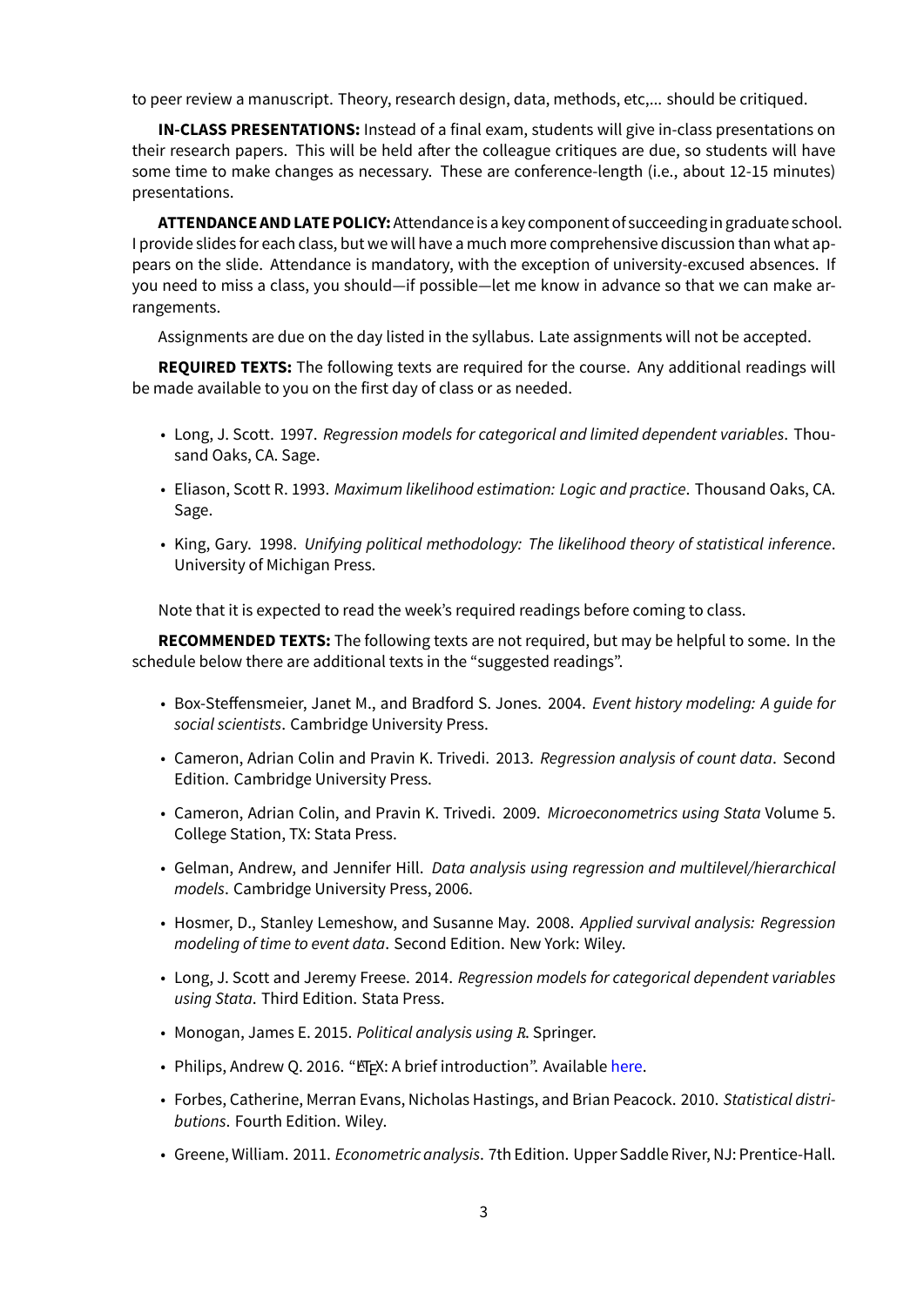to peer review a manuscript. Theory, research design, data, methods, etc,... should be critiqued.

**IN-CLASS PRESENTATIONS:** Instead of a final exam, students will give in-class presentations on their research papers. This will be held after the colleague critiques are due, so students will have some time to make changes as necessary. These are conference-length (i.e., about 12-15 minutes) presentations.

**ATTENDANCE AND LATE POLICY:** Attendance is a key component of succeeding in graduate school. I provide slides for each class, but we will have a much more comprehensive discussion than what appears on the slide. Attendance is mandatory, with the exception of university-excused absences. If you need to miss a class, you should—if possible—let me know in advance so that we can make arrangements.

Assignments are due on the day listed in the syllabus. Late assignments will not be accepted.

**REQUIRED TEXTS:** The following texts are required for the course. Any additional readings will be made available to you on the first day of class or as needed.

- Long, J. Scott. 1997. *Regression models for categorical and limited dependent variables*. Thousand Oaks, CA. Sage.
- Eliason, Scott R. 1993. *Maximum likelihood estimation: Logic and practice*. Thousand Oaks, CA. Sage.
- King, Gary. 1998. *Unifying political methodology: The likelihood theory of statistical inference*. University of Michigan Press.

Note that it is expected to read the week's required readings before coming to class.

**RECOMMENDED TEXTS:** The following texts are not required, but may be helpful to some. In the schedule below there are additional texts in the "suggested readings".

- Box-Steffensmeier, Janet M., and Bradford S. Jones. 2004. *Event history modeling: A guide for social scientists*. Cambridge University Press.
- Cameron, Adrian Colin and Pravin K. Trivedi. 2013. *Regression analysis of count data*. Second Edition. Cambridge University Press.
- Cameron, Adrian Colin, and Pravin K. Trivedi. 2009. *Microeconometrics using Stata* Volume 5. College Station, TX: Stata Press.
- Gelman, Andrew, and Jennifer Hill. *Data analysis using regression and multilevel/hierarchical models*. Cambridge University Press, 2006.
- Hosmer, D., Stanley Lemeshow, and Susanne May. 2008. *Applied survival analysis: Regression modeling of time to event data*. Second Edition. New York: Wiley.
- Long, J. Scott and Jeremy Freese. 2014. *Regression models for categorical dependent variables using Stata*. Third Edition. Stata Press.
- Monogan, James E. 2015. *Political analysis using R*. Springer.
- Philips, Andrew Q. 2016. "LaTeX: A brief introduction". Available here.
- Forbes, Catherine, Merran Evans, Nicholas Hastings, and Brian Peacock. 2010. *Statistical distributions*. Fourth Edition. Wiley.
- Greene, William. 2011. *Econometric analysis*. 7th Edition. Upper Saddle River, NJ: Prentice-Hall.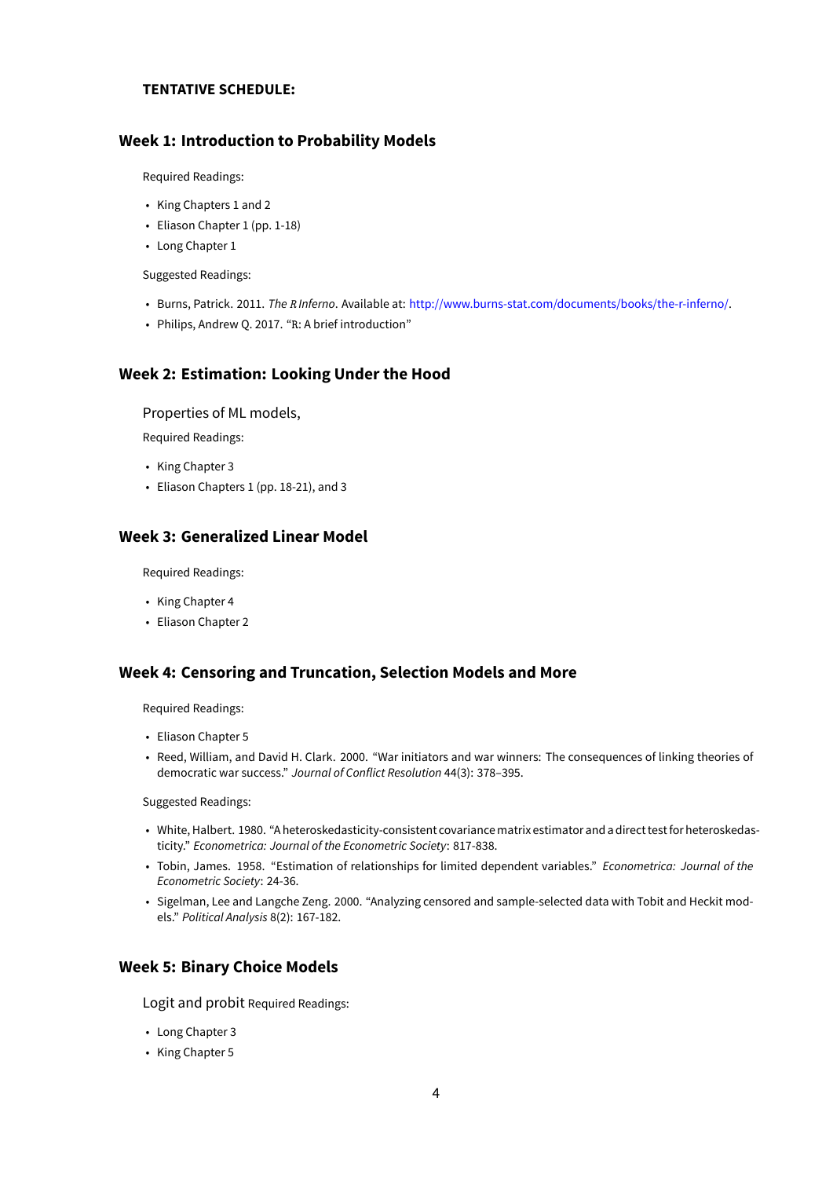**TENTATIVE SCHEDULE:**

## Week 1: Introduction to Probability Models

Required Readings:

- King Chapters 1 and 2
- Eliason Chapter 1 (pp. 1-18)
- Long Chapter 1

Suggested Readings:

- Burns, Patrick. 2011. *The R Inferno*. Available at: http://www.burns-stat.com/documents/books/the-r-inferno/.
- Philips, Andrew Q. 2017. "R: A brief introduction"

## Week 2: Estimation: Looking Under the Hood

Properties of ML models,

Required Readings:

- King Chapter 3
- Eliason Chapters 1 (pp. 18-21), and 3

## Week 3: Generalized Linear Model

Required Readings:

- King Chapter 4
- Eliason Chapter 2

## Week 4: Censoring and Truncation, Selection Models and More

Required Readings:

- Eliason Chapter 5
- Reed, William, and David H. Clark. 2000. "War initiators and war winners: The consequences of linking theories of democratic war success." *Journal of Conflict Resolution* 44(3): 378–395.

Suggested Readings:

- White, Halbert. 1980. "A heteroskedasticity-consistent covariance matrix estimator and a direct test for heteroskedasticity." *Econometrica: Journal of the Econometric Society*: 817-838.
- Tobin, James. 1958. "Estimation of relationships for limited dependent variables." *Econometrica: Journal of the Econometric Society*: 24-36.
- Sigelman, Lee and Langche Zeng. 2000. "Analyzing censored and sample-selected data with Tobit and Heckit models." *Political Analysis* 8(2): 167-182.

## Week 5: Binary Choice Models

Logit and probit Required Readings:

- Long Chapter 3
- King Chapter 5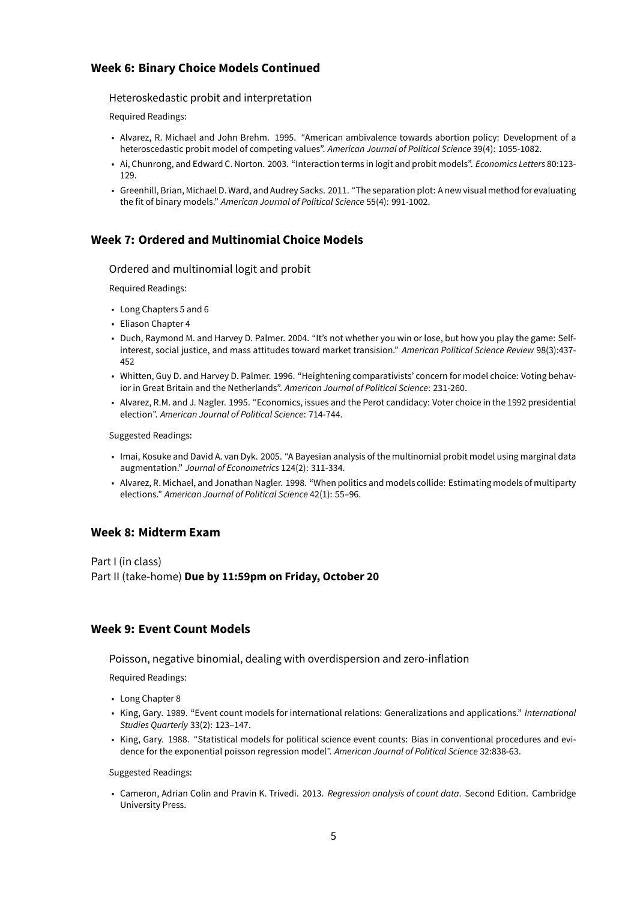## Week 6: Binary Choice Models Continued

Heteroskedastic probit and interpretation

Required Readings:

- Alvarez, R. Michael and John Brehm. 1995. "American ambivalence towards abortion policy: Development of a heteroscedastic probit model of competing values". *American Journal of Political Science* 39(4): 1055-1082.
- Ai, Chunrong, and Edward C. Norton. 2003. "Interaction terms in logit and probit models". *Economics Letters* 80:123-129.
- Greenhill, Brian, Michael D. Ward, and Audrey Sacks. 2011. "The separation plot: A new visual method for evaluating the fit of binary models." *American Journal of Political Science* 55(4): 991-1002.

## Week 7: Ordered and Multinomial Choice Models

Ordered and multinomial logit and probit

Required Readings:

- Long Chapters 5 and 6
- Eliason Chapter 4
- Duch, Raymond M. and Harvey D. Palmer. 2004. "It's not whether you win or lose, but how you play the game: Self-interest, social justice, and mass attitudes toward market transision." *American Political Science Review* 98(3):437-452
- Whitten, Guy D. and Harvey D. Palmer. 1996. "Heightening comparativists' concern for model choice: Voting behavior in Great Britain and the Netherlands". *American Journal of Political Science*: 231-260.
- Alvarez, R.M. and J. Nagler. 1995. "Economics, issues and the Perot candidacy: Voter choice in the 1992 presidential election". *American Journal of Political Science*: 714-744.

Suggested Readings:

- Imai, Kosuke and David A. van Dyk. 2005. "A Bayesian analysis of the multinomial probit model using marginal data augmentation." *Journal of Econometrics* 124(2): 311-334.
- Alvarez, R. Michael, and Jonathan Nagler. 1998. "When politics and models collide: Estimating models of multiparty elections." *American Journal of Political Science* 42(1): 55–96.

## Week 8: Midterm Exam

Part I (in class)
Part II (take-home) **Due by 11:59pm on Friday, October 20**

## Week 9: Event Count Models

Poisson, negative binomial, dealing with overdispersion and zero-inflation

Required Readings:

- Long Chapter 8
- King, Gary. 1989. "Event count models for international relations: Generalizations and applications." *International Studies Quarterly* 33(2): 123–147.
- King, Gary. 1988. "Statistical models for political science event counts: Bias in conventional procedures and evidence for the exponential poisson regression model". *American Journal of Political Science* 32:838-63.

Suggested Readings:

- Cameron, Adrian Colin and Pravin K. Trivedi. 2013. *Regression analysis of count data*. Second Edition. Cambridge University Press.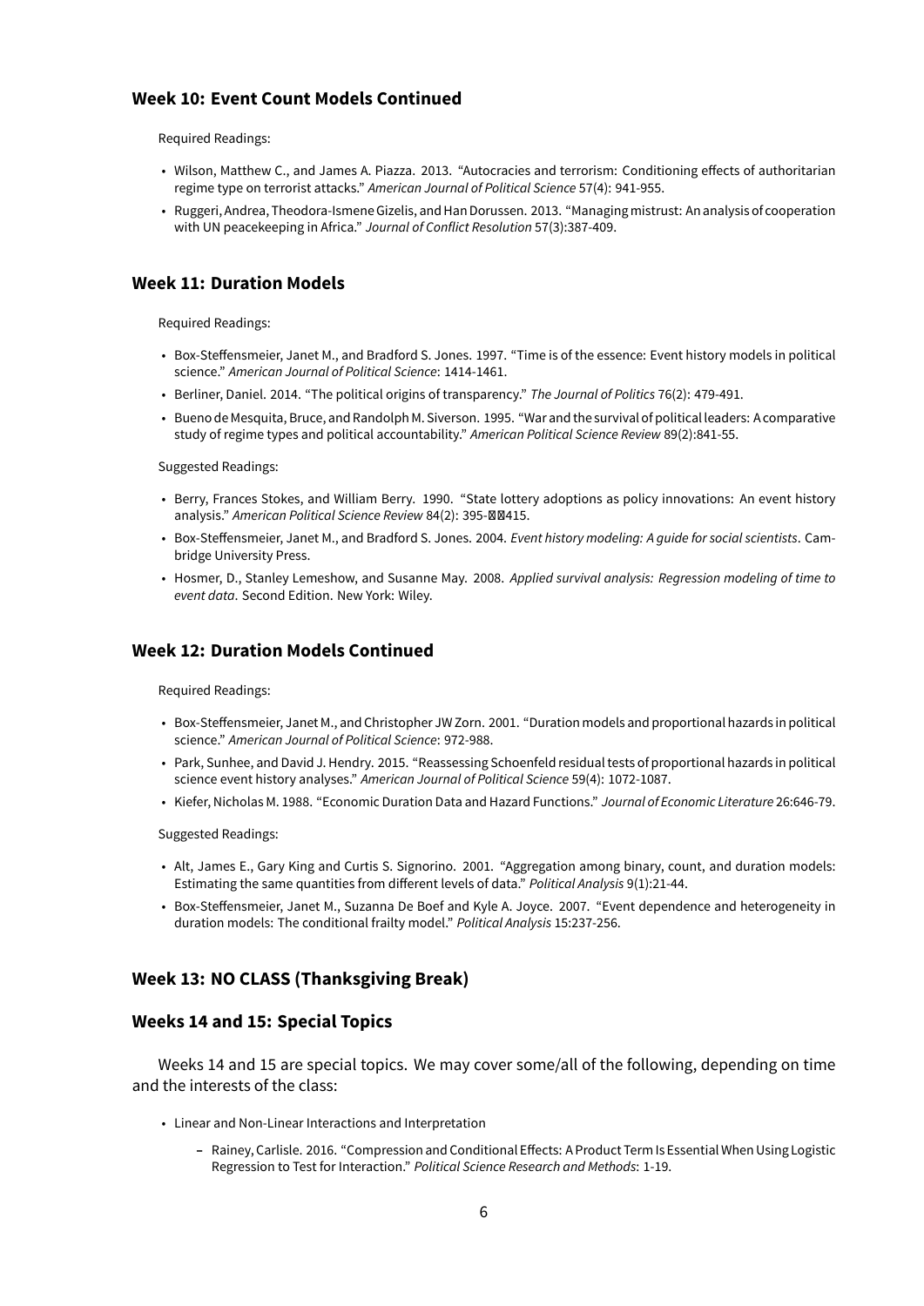## Week 10: Event Count Models Continued

Required Readings:

- Wilson, Matthew C., and James A. Piazza. 2013. "Autocracies and terrorism: Conditioning effects of authoritarian regime type on terrorist attacks." *American Journal of Political Science* 57(4): 941-955.
- Ruggeri, Andrea, Theodora-Ismene Gizelis, and Han Dorussen. 2013. "Managing mistrust: An analysis of cooperation with UN peacekeeping in Africa." *Journal of Conflict Resolution* 57(3):387-409.

## Week 11: Duration Models

Required Readings:

- Box-Steffensmeier, Janet M., and Bradford S. Jones. 1997. "Time is of the essence: Event history models in political science." *American Journal of Political Science*: 1414-1461.
- Berliner, Daniel. 2014. "The political origins of transparency." *The Journal of Politics* 76(2): 479-491.
- Bueno de Mesquita, Bruce, and Randolph M. Siverson. 1995. "War and the survival of political leaders: A comparative study of regime types and political accountability." *American Political Science Review* 89(2):841-55.

Suggested Readings:

- Berry, Frances Stokes, and William Berry. 1990. "State lottery adoptions as policy innovations: An event history analysis." *American Political Science Review* 84(2): 395-415.
- Box-Steffensmeier, Janet M., and Bradford S. Jones. 2004. *Event history modeling: A guide for social scientists*. Cambridge University Press.
- Hosmer, D., Stanley Lemeshow, and Susanne May. 2008. *Applied survival analysis: Regression modeling of time to event data*. Second Edition. New York: Wiley.

## Week 12: Duration Models Continued

Required Readings:

- Box-Steffensmeier, Janet M., and Christopher JW Zorn. 2001. "Duration models and proportional hazards in political science." *American Journal of Political Science*: 972-988.
- Park, Sunhee, and David J. Hendry. 2015. "Reassessing Schoenfeld residual tests of proportional hazards in political science event history analyses." *American Journal of Political Science* 59(4): 1072-1087.
- Kiefer, Nicholas M. 1988. "Economic Duration Data and Hazard Functions." *Journal of Economic Literature* 26:646-79.

Suggested Readings:

- Alt, James E., Gary King and Curtis S. Signorino. 2001. "Aggregation among binary, count, and duration models: Estimating the same quantities from different levels of data." *Political Analysis* 9(1):21-44.
- Box-Steffensmeier, Janet M., Suzanna De Boef and Kyle A. Joyce. 2007. "Event dependence and heterogeneity in duration models: The conditional frailty model." *Political Analysis* 15:237-256.

## Week 13: NO CLASS (Thanksgiving Break)

## Weeks 14 and 15: Special Topics

Weeks 14 and 15 are special topics. We may cover some/all of the following, depending on time and the interests of the class:

- Linear and Non-Linear Interactions and Interpretation
  - Rainey, Carlisle. 2016. "Compression and Conditional Effects: A Product Term Is Essential When Using Logistic Regression to Test for Interaction." *Political Science Research and Methods*: 1-19.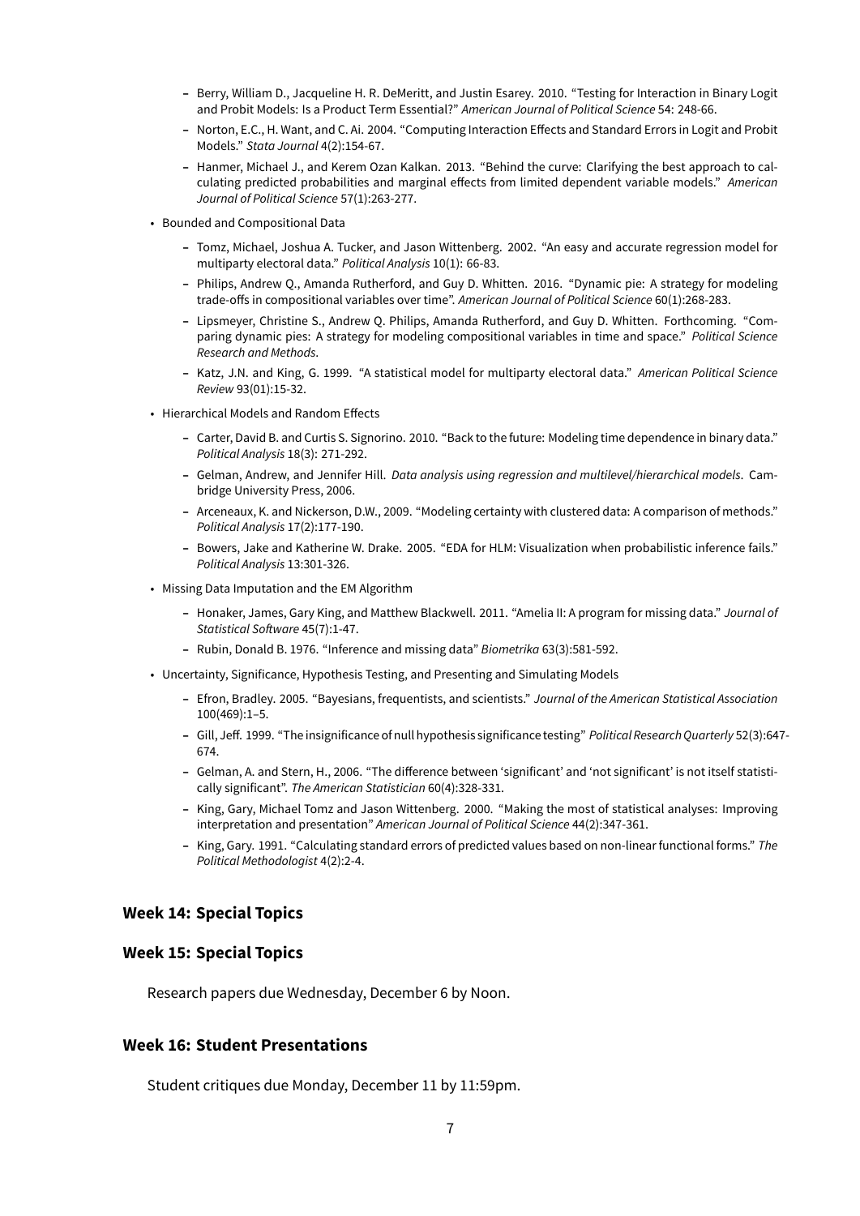- Berry, William D., Jacqueline H. R. DeMeritt, and Justin Esarey. 2010. "Testing for Interaction in Binary Logit and Probit Models: Is a Product Term Essential?" *American Journal of Political Science* 54: 248-66.
  - Norton, E.C., H. Want, and C. Ai. 2004. "Computing Interaction Effects and Standard Errors in Logit and Probit Models." *Stata Journal* 4(2):154-67.
  - Hanmer, Michael J., and Kerem Ozan Kalkan. 2013. "Behind the curve: Clarifying the best approach to calculating predicted probabilities and marginal effects from limited dependent variable models." *American Journal of Political Science* 57(1):263-277.

- Bounded and Compositional Data
  - Tomz, Michael, Joshua A. Tucker, and Jason Wittenberg. 2002. "An easy and accurate regression model for multiparty electoral data." *Political Analysis* 10(1): 66-83.
  - Philips, Andrew Q., Amanda Rutherford, and Guy D. Whitten. 2016. "Dynamic pie: A strategy for modeling trade-offs in compositional variables over time". *American Journal of Political Science* 60(1):268-283.
  - Lipsmeyer, Christine S., Andrew Q. Philips, Amanda Rutherford, and Guy D. Whitten. Forthcoming. "Comparing dynamic pies: A strategy for modeling compositional variables in time and space." *Political Science Research and Methods*.
  - Katz, J.N. and King, G. 1999. "A statistical model for multiparty electoral data." *American Political Science Review* 93(01):15-32.

- Hierarchical Models and Random Effects
  - Carter, David B. and Curtis S. Signorino. 2010. "Back to the future: Modeling time dependence in binary data." *Political Analysis* 18(3): 271-292.
  - Gelman, Andrew, and Jennifer Hill. *Data analysis using regression and multilevel/hierarchical models*. Cambridge University Press, 2006.
  - Arceneaux, K. and Nickerson, D.W., 2009. "Modeling certainty with clustered data: A comparison of methods." *Political Analysis* 17(2):177-190.
  - Bowers, Jake and Katherine W. Drake. 2005. "EDA for HLM: Visualization when probabilistic inference fails." *Political Analysis* 13:301-326.

- Missing Data Imputation and the EM Algorithm
  - Honaker, James, Gary King, and Matthew Blackwell. 2011. "Amelia II: A program for missing data." *Journal of Statistical Software* 45(7):1-47.
  - Rubin, Donald B. 1976. "Inference and missing data" *Biometrika* 63(3):581-592.

- Uncertainty, Significance, Hypothesis Testing, and Presenting and Simulating Models
  - Efron, Bradley. 2005. "Bayesians, frequentists, and scientists." *Journal of the American Statistical Association* 100(469):1–5.
  - Gill, Jeff. 1999. "The insignificance of null hypothesis significance testing" *Political Research Quarterly* 52(3):647-674.
  - Gelman, A. and Stern, H., 2006. "The difference between 'significant' and 'not significant' is not itself statistically significant". *The American Statistician* 60(4):328-331.
  - King, Gary, Michael Tomz and Jason Wittenberg. 2000. "Making the most of statistical analyses: Improving interpretation and presentation" *American Journal of Political Science* 44(2):347-361.
  - King, Gary. 1991. "Calculating standard errors of predicted values based on non-linear functional forms." *The Political Methodologist* 4(2):2-4.

### Week 14: Special Topics

### Week 15: Special Topics

Research papers due Wednesday, December 6 by Noon.

### Week 16: Student Presentations

Student critiques due Monday, December 11 by 11:59pm.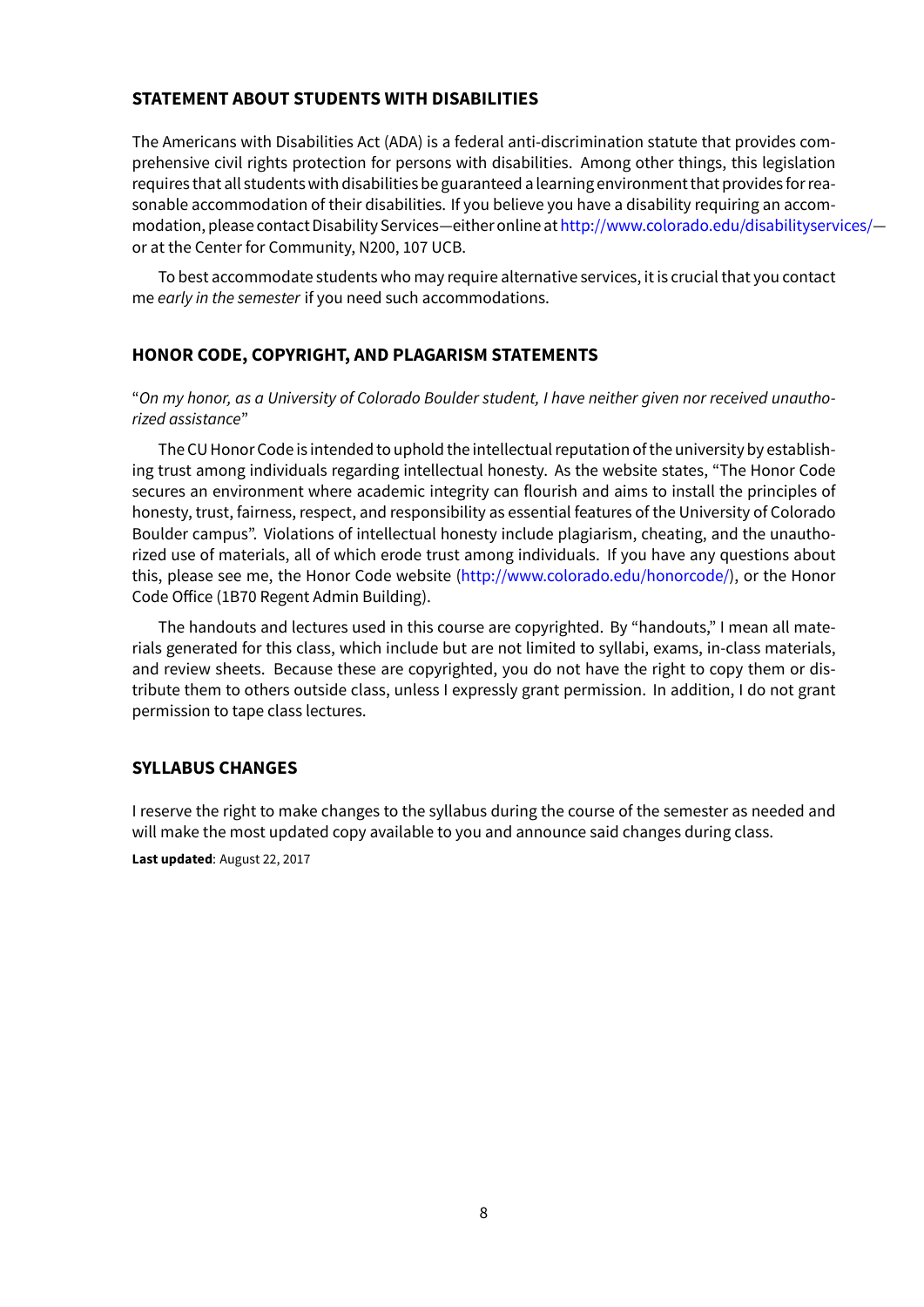### STATEMENT ABOUT STUDENTS WITH DISABILITIES

The Americans with Disabilities Act (ADA) is a federal anti-discrimination statute that provides comprehensive civil rights protection for persons with disabilities. Among other things, this legislation requires that all students with disabilities be guaranteed a learning environment that provides for reasonable accommodation of their disabilities. If you believe you have a disability requiring an accommodation, please contact Disability Services—either online at http://www.colorado.edu/disabilityservices/—or at the Center for Community, N200, 107 UCB.

To best accommodate students who may require alternative services, it is crucial that you contact me *early in the semester* if you need such accommodations.

### HONOR CODE, COPYRIGHT, AND PLAGARISM STATEMENTS

"*On my honor, as a University of Colorado Boulder student, I have neither given nor received unauthorized assistance*"

The CU Honor Code is intended to uphold the intellectual reputation of the university by establishing trust among individuals regarding intellectual honesty. As the website states, "The Honor Code secures an environment where academic integrity can flourish and aims to install the principles of honesty, trust, fairness, respect, and responsibility as essential features of the University of Colorado Boulder campus". Violations of intellectual honesty include plagiarism, cheating, and the unauthorized use of materials, all of which erode trust among individuals. If you have any questions about this, please see me, the Honor Code website (http://www.colorado.edu/honorcode/), or the Honor Code Office (1B70 Regent Admin Building).

The handouts and lectures used in this course are copyrighted. By "handouts," I mean all materials generated for this class, which include but are not limited to syllabi, exams, in-class materials, and review sheets. Because these are copyrighted, you do not have the right to copy them or distribute them to others outside class, unless I expressly grant permission. In addition, I do not grant permission to tape class lectures.

### SYLLABUS CHANGES

I reserve the right to make changes to the syllabus during the course of the semester as needed and will make the most updated copy available to you and announce said changes during class.

**Last updated**: August 22, 2017